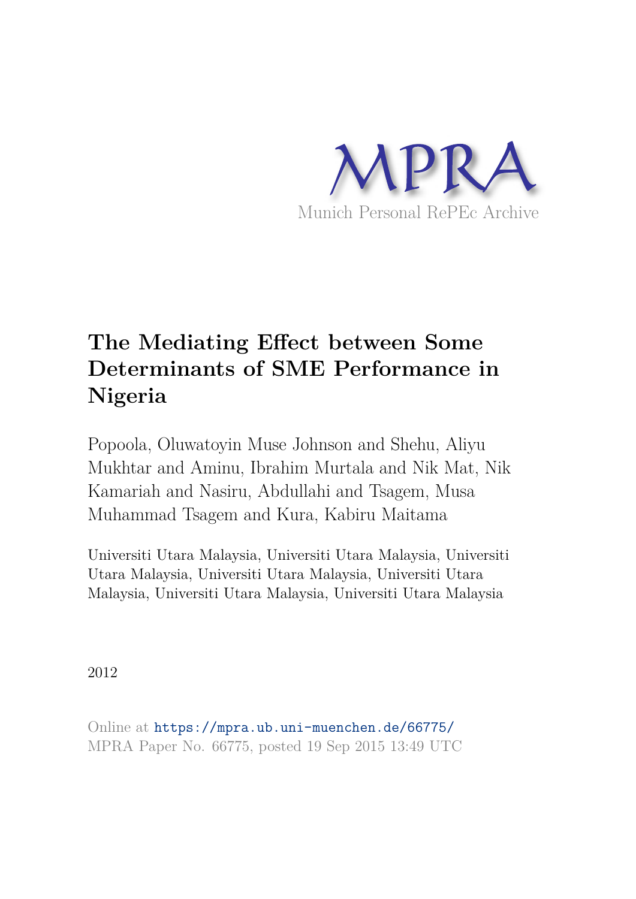MPRA

Munich Personal RePEc Archive

# The Mediating Effect between Some Determinants of SME Performance in Nigeria

Popoola, Oluwatoyin Muse Johnson and Shehu, Aliyu Mukhtar and Aminu, Ibrahim Murtala and Nik Mat, Nik Kamariah and Nasiru, Abdullahi and Tsagem, Musa Muhammad Tsagem and Kura, Kabiru Maitama

Universiti Utara Malaysia, Universiti Utara Malaysia, Universiti Utara Malaysia, Universiti Utara Malaysia, Universiti Utara Malaysia, Universiti Utara Malaysia, Universiti Utara Malaysia

2012

Online at https://mpra.ub.uni-muenchen.de/66775/
MPRA Paper No. 66775, posted 19 Sep 2015 13:49 UTC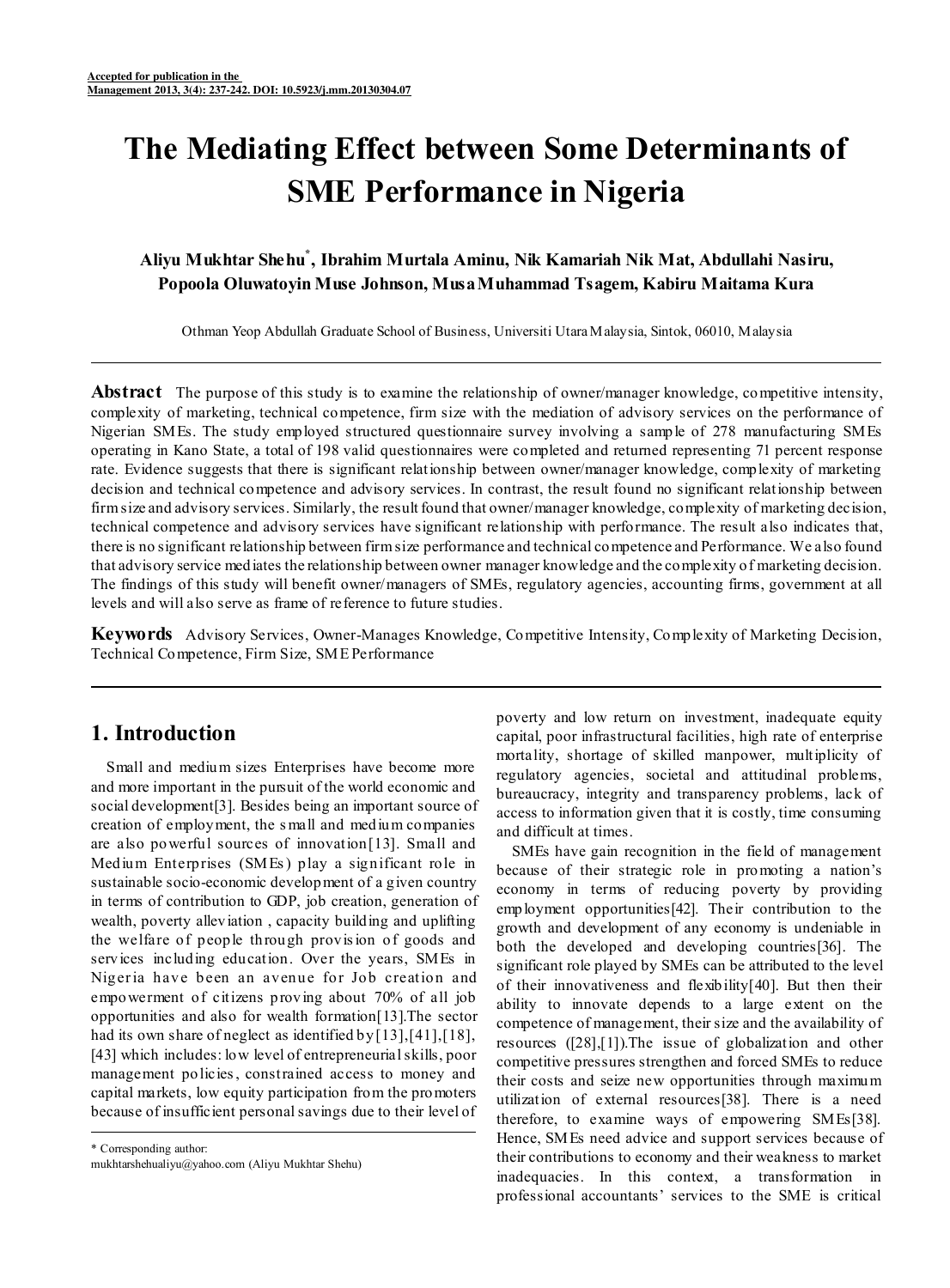Accepted for publication in the Management 2013, 3(4): 237-242. DOI: 10.5923/j.mm.20130304.07

# The Mediating Effect between Some Determinants of SME Performance in Nigeria

**Aliyu Mukhtar Shehu*, Ibrahim Murtala Aminu, Nik Kamariah Nik Mat, Abdullahi Nasiru, Popoola Oluwatoyin Muse Johnson, Musa Muhammad Tsagem, Kabiru Maitama Kura**

Othman Yeop Abdullah Graduate School of Business, Universiti Utara Malaysia, Sintok, 06010, Malaysia

**Abstract** The purpose of this study is to examine the relationship of owner/manager knowledge, competitive intensity, complexity of marketing, technical competence, firm size with the mediation of advisory services on the performance of Nigerian SMEs. The study employed structured questionnaire survey involving a sample of 278 manufacturing SMEs operating in Kano State, a total of 198 valid questionnaires were completed and returned representing 71 percent response rate. Evidence suggests that there is significant relationship between owner/manager knowledge, complexity of marketing decision and technical competence and advisory services. In contrast, the result found no significant relationship between firm size and advisory services. Similarly, the result found that owner/manager knowledge, complexity of marketing decision, technical competence and advisory services have significant relationship with performance. The result also indicates that, there is no significant relationship between firm size performance and technical competence and Performance. We also found that advisory service mediates the relationship between owner manager knowledge and the complexity of marketing decision. The findings of this study will benefit owner/managers of SMEs, regulatory agencies, accounting firms, government at all levels and will also serve as frame of reference to future studies.

**Keywords** Advisory Services, Owner-Manages Knowledge, Competitive Intensity, Complexity of Marketing Decision, Technical Competence, Firm Size, SME Performance

## 1. Introduction

Small and medium sizes Enterprises have become more and more important in the pursuit of the world economic and social development[3]. Besides being an important source of creation of employment, the small and medium companies are also powerful sources of innovation[13]. Small and Medium Enterprises (SMEs) play a significant role in sustainable socio-economic development of a given country in terms of contribution to GDP, job creation, generation of wealth, poverty alleviation , capacity building and uplifting the welfare of people through provision of goods and services including education. Over the years, SMEs in Nigeria have been an avenue for Job creation and empowerment of citizens proving about 70% of all job opportunities and also for wealth formation[13].The sector had its own share of neglect as identified by[13],[41],[18],[43] which includes: low level of entrepreneurial skills, poor management policies, constrained access to money and capital markets, low equity participation from the promoters because of insufficient personal savings due to their level of poverty and low return on investment, inadequate equity capital, poor infrastructural facilities, high rate of enterprise mortality, shortage of skilled manpower, multiplicity of regulatory agencies, societal and attitudinal problems, bureaucracy, integrity and transparency problems, lack of access to information given that it is costly, time consuming and difficult at times.

SMEs have gain recognition in the field of management because of their strategic role in promoting a nation's economy in terms of reducing poverty by providing employment opportunities[42]. Their contribution to the growth and development of any economy is undeniable in both the developed and developing countries[36]. The significant role played by SMEs can be attributed to the level of their innovativeness and flexibility[40]. But then their ability to innovate depends to a large extent on the competence of management, their size and the availability of resources ([28],[1]).The issue of globalization and other competitive pressures strengthen and forced SMEs to reduce their costs and seize new opportunities through maximum utilization of external resources[38]. There is a need therefore, to examine ways of empowering SMEs[38]. Hence, SMEs need advice and support services because of their contributions to economy and their weakness to market inadequacies. In this context, a transformation in professional accountants' services to the SME is critical

* Corresponding author:
mukhtarshehualiyu@yahoo.com (Aliyu Mukhtar Shehu)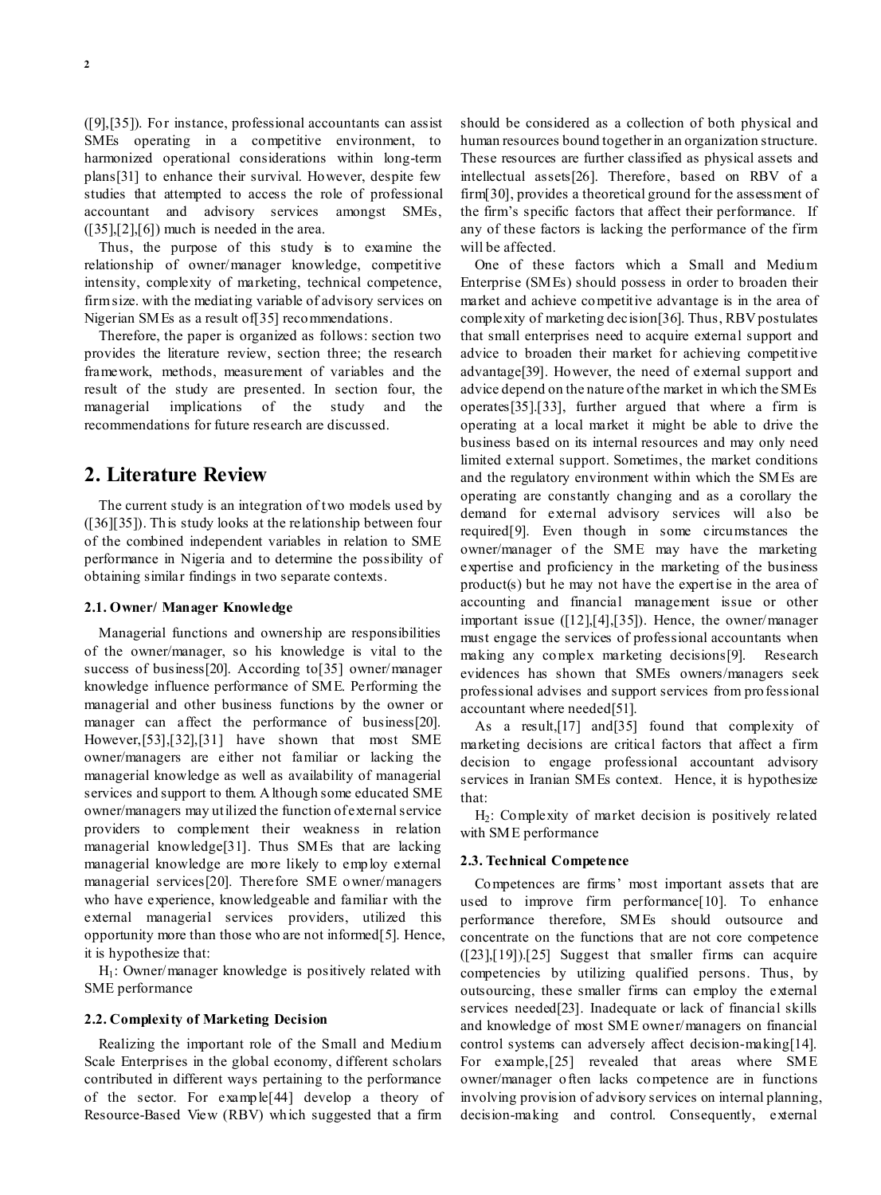([9],[35]). For instance, professional accountants can assist SMEs operating in a competitive environment, to harmonized operational considerations within long-term plans[31] to enhance their survival. However, despite few studies that attempted to access the role of professional accountant and advisory services amongst SMEs, ([35],[2],[6]) much is needed in the area.

Thus, the purpose of this study is to examine the relationship of owner/manager knowledge, competitive intensity, complexity of marketing, technical competence, firm size. with the mediating variable of advisory services on Nigerian SMEs as a result of[35] recommendations.

Therefore, the paper is organized as follows: section two provides the literature review, section three; the research framework, methods, measurement of variables and the result of the study are presented. In section four, the managerial implications of the study and the recommendations for future research are discussed.

## 2. Literature Review

The current study is an integration of two models used by ([36][35]). This study looks at the relationship between four of the combined independent variables in relation to SME performance in Nigeria and to determine the possibility of obtaining similar findings in two separate contexts.

### 2.1. Owner/ Manager Knowledge

Managerial functions and ownership are responsibilities of the owner/manager, so his knowledge is vital to the success of business[20]. According to[35] owner/manager knowledge influence performance of SME. Performing the managerial and other business functions by the owner or manager can affect the performance of business[20]. However,[53],[32],[31] have shown that most SME owner/managers are either not familiar or lacking the managerial knowledge as well as availability of managerial services and support to them. Although some educated SME owner/managers may utilized the function of external service providers to complement their weakness in relation managerial knowledge[31]. Thus SMEs that are lacking managerial knowledge are more likely to employ external managerial services[20]. Therefore SME owner/managers who have experience, knowledgeable and familiar with the external managerial services providers, utilized this opportunity more than those who are not informed[5]. Hence, it is hypothesize that:

$H_1$: Owner/manager knowledge is positively related with SME performance

### 2.2. Complexity of Marketing Decision

Realizing the important role of the Small and Medium Scale Enterprises in the global economy, different scholars contributed in different ways pertaining to the performance of the sector. For example[44] develop a theory of Resource-Based View (RBV) which suggested that a firm should be considered as a collection of both physical and human resources bound together in an organization structure. These resources are further classified as physical assets and intellectual assets[26]. Therefore, based on RBV of a firm[30], provides a theoretical ground for the assessment of the firm's specific factors that affect their performance. If any of these factors is lacking the performance of the firm will be affected.

One of these factors which a Small and Medium Enterprise (SMEs) should possess in order to broaden their market and achieve competitive advantage is in the area of complexity of marketing decision[36]. Thus, RBV postulates that small enterprises need to acquire external support and advice to broaden their market for achieving competitive advantage[39]. However, the need of external support and advice depend on the nature of the market in which the SMEs operates[35].[33], further argued that where a firm is operating at a local market it might be able to drive the business based on its internal resources and may only need limited external support. Sometimes, the market conditions and the regulatory environment within which the SMEs are operating are constantly changing and as a corollary the demand for external advisory services will also be required[9]. Even though in some circumstances the owner/manager of the SME may have the marketing expertise and proficiency in the marketing of the business product(s) but he may not have the expertise in the area of accounting and financial management issue or other important issue ([12],[4],[35]). Hence, the owner/manager must engage the services of professional accountants when making any complex marketing decisions[9]. Research evidences has shown that SMEs owners/managers seek professional advises and support services from professional accountant where needed[51].

As a result,[17] and[35] found that complexity of marketing decisions are critical factors that affect a firm decision to engage professional accountant advisory services in Iranian SMEs context. Hence, it is hypothesize that:

$H_2$: Complexity of market decision is positively related with SME performance

### 2.3. Technical Competence

Competences are firms' most important assets that are used to improve firm performance[10]. To enhance performance therefore, SMEs should outsource and concentrate on the functions that are not core competence ([23],[19]).[25] Suggest that smaller firms can acquire competencies by utilizing qualified persons. Thus, by outsourcing, these smaller firms can employ the external services needed[23]. Inadequate or lack of financial skills and knowledge of most SME owner/managers on financial control systems can adversely affect decision-making[14]. For example,[25] revealed that areas where SME owner/manager often lacks competence are in functions involving provision of advisory services on internal planning, decision-making and control. Consequently, external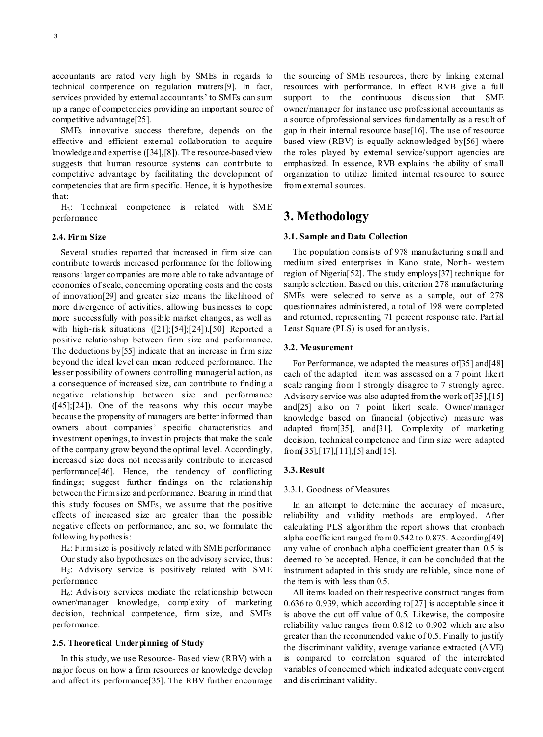accountants are rated very high by SMEs in regards to technical competence on regulation matters[9]. In fact, services provided by external accountants' to SMEs can sum up a range of competencies providing an important source of competitive advantage[25].

SMEs innovative success therefore, depends on the effective and efficient external collaboration to acquire knowledge and expertise ([34],[8]). The resource-based view suggests that human resource systems can contribute to competitive advantage by facilitating the development of competencies that are firm specific. Hence, it is hypothesize that:

$H_3$: Technical competence is related with SME performance

### 2.4. Firm Size

Several studies reported that increased in firm size can contribute towards increased performance for the following reasons: larger companies are more able to take advantage of economies of scale, concerning operating costs and the costs of innovation[29] and greater size means the likelihood of more divergence of activities, allowing businesses to cope more successfully with possible market changes, as well as with high-risk situations ([21];[54];[24]).[50] Reported a positive relationship between firm size and performance. The deductions by[55] indicate that an increase in firm size beyond the ideal level can mean reduced performance. The lesser possibility of owners controlling managerial action, as a consequence of increased size, can contribute to finding a negative relationship between size and performance ([45];[24]). One of the reasons why this occur maybe because the propensity of managers are better informed than owners about companies' specific characteristics and investment openings, to invest in projects that make the scale of the company grow beyond the optimal level. Accordingly, increased size does not necessarily contribute to increased performance[46]. Hence, the tendency of conflicting findings; suggest further findings on the relationship between the Firm size and performance. Bearing in mind that this study focuses on SMEs, we assume that the positive effects of increased size are greater than the possible negative effects on performance, and so, we formulate the following hypothesis:

$H_4$: Firm size is positively related with SME performance

Our study also hypothesizes on the advisory service, thus:

$H_5$: Advisory service is positively related with SME performance

$H_6$: Advisory services mediate the relationship between owner/manager knowledge, complexity of marketing decision, technical competence, firm size, and SMEs performance.

### 2.5. Theoretical Underpinning of Study

In this study, we use Resource- Based view (RBV) with a major focus on how a firm resources or knowledge develop and affect its performance[35]. The RBV further encourage the sourcing of SME resources, there by linking external resources with performance. In effect RVB give a full support to the continuous discussion that SME owner/manager for instance use professional accountants as a source of professional services fundamentally as a result of gap in their internal resource base[16]. The use of resource based view (RBV) is equally acknowledged by[56] where the roles played by external service/support agencies are emphasized. In essence, RVB explains the ability of small organization to utilize limited internal resource to source from external sources.

## 3. Methodology

### 3.1. Sample and Data Collection

The population consists of 978 manufacturing small and medium sized enterprises in Kano state, North- western region of Nigeria[52]. The study employs[37] technique for sample selection. Based on this, criterion 278 manufacturing SMEs were selected to serve as a sample, out of 278 questionnaires administered, a total of 198 were completed and returned, representing 71 percent response rate. Partial Least Square (PLS) is used for analysis.

### 3.2. Measurement

For Performance, we adapted the measures of[35] and[48] each of the adapted item was assessed on a 7 point likert scale ranging from 1 strongly disagree to 7 strongly agree. Advisory service was also adapted from the work of[35],[15] and[25] also on 7 point likert scale. Owner/manager knowledge based on financial (objective) measure was adapted from[35], and[31]. Complexity of marketing decision, technical competence and firm size were adapted from[35],[17],[11],[5] and[15].

### 3.3. Result

#### 3.3.1. Goodness of Measures

In an attempt to determine the accuracy of measure, reliability and validity methods are employed. After calculating PLS algorithm the report shows that cronbach alpha coefficient ranged from 0.542 to 0.875. According[49] any value of cronbach alpha coefficient greater than 0.5 is deemed to be accepted. Hence, it can be concluded that the instrument adapted in this study are reliable, since none of the item is with less than 0.5.

All items loaded on their respective construct ranges from 0.636 to 0.939, which according to[27] is acceptable since it is above the cut off value of 0.5. Likewise, the composite reliability value ranges from 0.812 to 0.902 which are also greater than the recommended value of 0.5. Finally to justify the discriminant validity, average variance extracted (AVE) is compared to correlation squared of the interrelated variables of concerned which indicated adequate convergent and discriminant validity.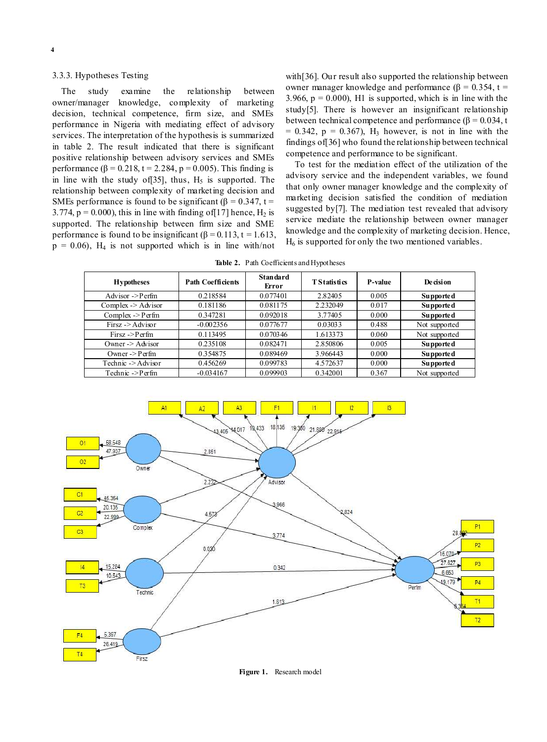### 3.3.3. Hypotheses Testing

The study examine the relationship between owner/manager knowledge, complexity of marketing decision, technical competence, firm size, and SMEs performance in Nigeria with mediating effect of advisory services. The interpretation of the hypothesis is summarized in table 2. The result indicated that there is significant positive relationship between advisory services and SMEs performance (β = 0.218, t = 2.284, p = 0.005). This finding is in line with the study of[35], thus, $H_5$ is supported. The relationship between complexity of marketing decision and SMEs performance is found to be significant (β = 0.347, t = 3.774, p = 0.000), this in line with finding of[17] hence, $H_2$ is supported. The relationship between firm size and SME performance is found to be insignificant (β = 0.113, t = 1.613, p = 0.06), $H_4$ is not supported which is in line with/not with[36]. Our result also supported the relationship between owner manager knowledge and performance (β = 0.354, t = 3.966, p = 0.000), H1 is supported, which is in line with the study[5]. There is however an insignificant relationship between technical competence and performance (β = 0.034, t = 0.342, p = 0.367), $H_3$ however, is not in line with the findings of[36] who found the relationship between technical competence and performance to be significant.

To test for the mediation effect of the utilization of the advisory service and the independent variables, we found that only owner manager knowledge and the complexity of marketing decision satisfied the condition of mediation suggested by[7]. The mediation test revealed that advisory service mediate the relationship between owner manager knowledge and the complexity of marketing decision. Hence, $H_6$ is supported for only the two mentioned variables.

**Table 2.** Path Coefficients and Hypotheses

| Hypotheses | Path Coefficients | Standard Error | T Statistics | P-value | Decision |
|---|---|---|---|---|---|
| Advisor -> Perfm | 0.218584 | 0.077401 | 2.82405 | 0.005 | **Supported** |
| Complex -> Advisor | 0.181186 | 0.081175 | 2.232049 | 0.017 | **Supported** |
| Complex -> Perfm | 0.347281 | 0.092018 | 3.77405 | 0.000 | **Supported** |
| Firsz -> Advisor | -0.002356 | 0.077677 | 0.03033 | 0.488 | Not supported |
| Firsz -> Perfm | 0.113495 | 0.070346 | 1.613373 | 0.060 | Not supported |
| Owner -> Advisor | 0.235108 | 0.082471 | 2.850806 | 0.005 | **Supported** |
| Owner -> Perfm | 0.354875 | 0.089469 | 3.966443 | 0.000 | **Supported** |
| Technic -> Advisor | 0.456269 | 0.099783 | 4.572637 | 0.000 | **Supported** |
| Technic -> Perfm | -0.034167 | 0.099903 | 0.342001 | 0.367 | Not supported |

**Figure 1.** Research model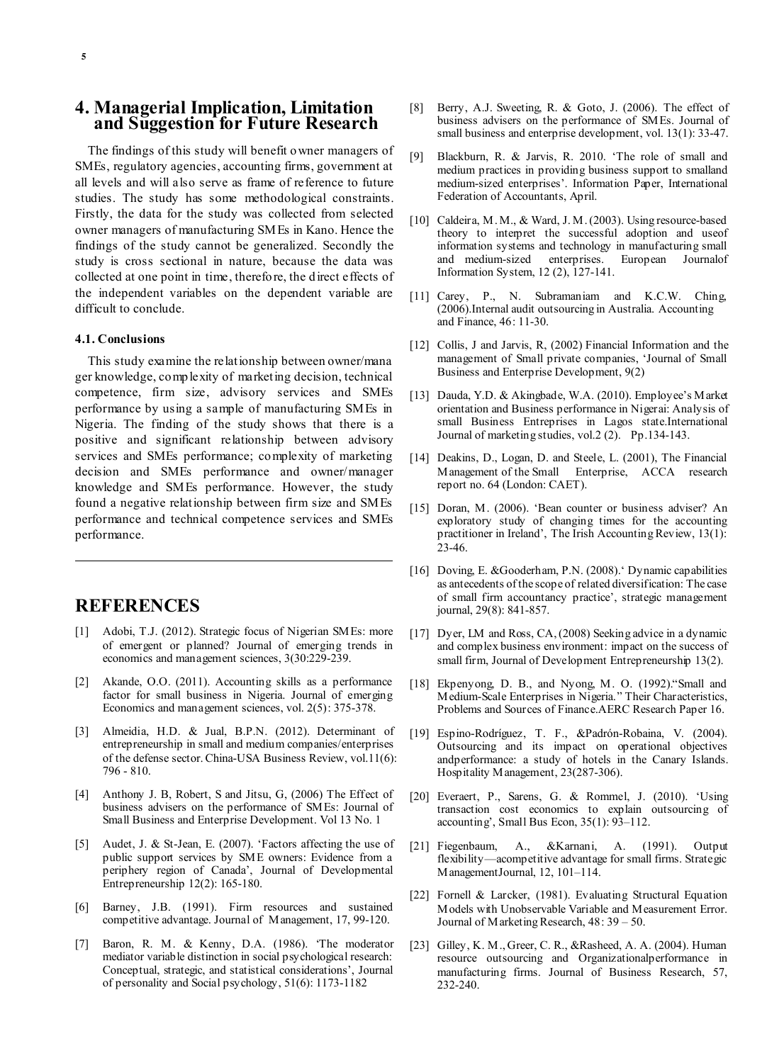## 4. Managerial Implication, Limitation and Suggestion for Future Research

The findings of this study will benefit owner managers of SMEs, regulatory agencies, accounting firms, government at all levels and will also serve as frame of reference to future studies. The study has some methodological constraints. Firstly, the data for the study was collected from selected owner managers of manufacturing SMEs in Kano. Hence the findings of the study cannot be generalized. Secondly the study is cross sectional in nature, because the data was collected at one point in time, therefore, the direct effects of the independent variables on the dependent variable are difficult to conclude.

### 4.1. Conclusions

This study examine the relationship between owner/manager knowledge, complexity of marketing decision, technical competence, firm size, advisory services and SMEs performance by using a sample of manufacturing SMEs in Nigeria. The finding of the study shows that there is a positive and significant relationship between advisory services and SMEs performance; complexity of marketing decision and SMEs performance and owner/manager knowledge and SMEs performance. However, the study found a negative relationship between firm size and SMEs performance and technical competence services and SMEs performance.

## REFERENCES

[1] Adobi, T.J. (2012). Strategic focus of Nigerian SMEs: more of emergent or planned? Journal of emerging trends in economics and management sciences, 3(30:229-239.

[2] Akande, O.O. (2011). Accounting skills as a performance factor for small business in Nigeria. Journal of emerging Economics and management sciences, vol. 2(5): 375-378.

[3] Almeidia, H.D. & Jual, B.P.N. (2012). Determinant of entrepreneurship in small and medium companies/enterprises of the defense sector. China-USA Business Review, vol.11(6): 796 - 810.

[4] Anthony J. B, Robert, S and Jitsu, G, (2006) The Effect of business advisers on the performance of SMEs: Journal of Small Business and Enterprise Development. Vol 13 No. 1

[5] Audet, J. & St-Jean, E. (2007). 'Factors affecting the use of public support services by SME owners: Evidence from a periphery region of Canada', Journal of Developmental Entrepreneurship 12(2): 165-180.

[6] Barney, J.B. (1991). Firm resources and sustained competitive advantage. Journal of Management, 17, 99-120.

[7] Baron, R. M. & Kenny, D.A. (1986). 'The moderator mediator variable distinction in social psychological research: Conceptual, strategic, and statistical considerations', Journal of personality and Social psychology, 51(6): 1173-1182

[8] Berry, A.J. Sweeting, R. & Goto, J. (2006). The effect of business advisers on the performance of SMEs. Journal of small business and enterprise development, vol. 13(1): 33-47.

[9] Blackburn, R. & Jarvis, R. 2010. 'The role of small and medium practices in providing business support to smalland medium-sized enterprises'. Information Paper, International Federation of Accountants, April.

[10] Caldeira, M.M., & Ward, J.M. (2003). Using resource-based theory to interpret the successful adoption and useof information systems and technology in manufacturing small and medium-sized enterprises. European Journalof Information System, 12 (2), 127-141.

[11] Carey, P., N. Subramaniam and K.C.W. Ching, (2006).Internal audit outsourcing in Australia. Accounting and Finance, 46: 11-30.

[12] Collis, J and Jarvis, R, (2002) Financial Information and the management of Small private companies, 'Journal of Small Business and Enterprise Development, 9(2)

[13] Dauda, Y.D. & Akingbade, W.A. (2010). Employee's Market orientation and Business performance in Nigerai: Analysis of small Business Entreprises in Lagos state.International Journal of marketing studies, vol.2 (2). Pp.134-143.

[14] Deakins, D., Logan, D. and Steele, L. (2001), The Financial Management of the Small Enterprise, ACCA research report no. 64 (London: CAET).

[15] Doran, M. (2006). 'Bean counter or business adviser? An exploratory study of changing times for the accounting practitioner in Ireland', The Irish Accounting Review, 13(1): 23-46.

[16] Doving, E. &Gooderham, P.N. (2008).' Dynamic capabilities as antecedents of the scope of related diversification: The case of small firm accountancy practice', strategic management journal, 29(8): 841-857.

[17] Dyer, LM and Ross, CA, (2008) Seeking advice in a dynamic and complex business environment: impact on the success of small firm, Journal of Development Entrepreneurship 13(2).

[18] Ekpenyong, D. B., and Nyong, M. O. (1992)."Small and Medium-Scale Enterprises in Nigeria." Their Characteristics, Problems and Sources of Finance.AERC Research Paper 16.

[19] Espino-Rodríguez, T. F., &Padrón-Robaina, V. (2004). Outsourcing and its impact on operational objectives andperformance: a study of hotels in the Canary Islands. Hospitality Management, 23(287-306).

[20] Everaert, P., Sarens, G. & Rommel, J. (2010). 'Using transaction cost economics to explain outsourcing of accounting', Small Bus Econ, 35(1): 93–112.

[21] Fiegenbaum, A., &Karnani, A. (1991). Output flexibility—acompetitive advantage for small firms. Strategic ManagementJournal, 12, 101–114.

[22] Fornell & Larcker, (1981). Evaluating Structural Equation Models with Unobservable Variable and Measurement Error. Journal of Marketing Research, 48: 39 – 50.

[23] Gilley, K. M., Greer, C. R., &Rasheed, A. A. (2004). Human resource outsourcing and Organizationalperformance in manufacturing firms. Journal of Business Research, 57, 232-240.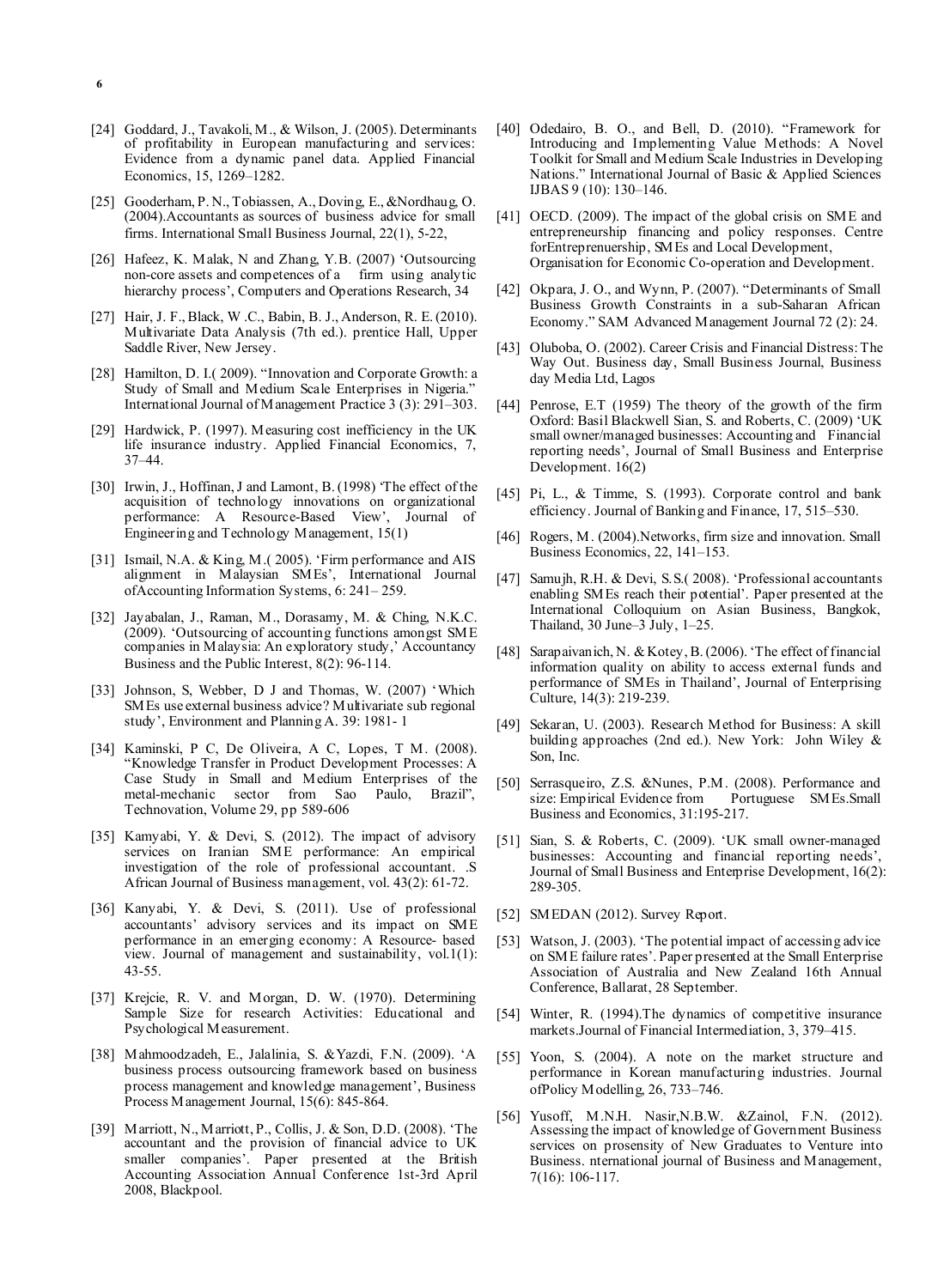[24] Goddard, J., Tavakoli, M., & Wilson, J. (2005). Determinants of profitability in European manufacturing and services: Evidence from a dynamic panel data. Applied Financial Economics, 15, 1269–1282.

[25] Gooderham, P. N., Tobiassen, A., Doving, E., &Nordhaug, O. (2004).Accountants as sources of business advice for small firms. International Small Business Journal, 22(1), 5-22,

[26] Hafeez, K. Malak, N and Zhang, Y.B. (2007) 'Outsourcing non-core assets and competences of a firm using analytic hierarchy process', Computers and Operations Research, 34

[27] Hair, J. F., Black, W .C., Babin, B. J., Anderson, R. E. (2010). Multivariate Data Analysis (7th ed.). prentice Hall, Upper Saddle River, New Jersey.

[28] Hamilton, D. I.( 2009). "Innovation and Corporate Growth: a Study of Small and Medium Scale Enterprises in Nigeria." International Journal of Management Practice 3 (3): 291–303.

[29] Hardwick, P. (1997). Measuring cost inefficiency in the UK life insurance industry. Applied Financial Economics, 7, 37–44.

[30] Irwin, J., Hoffinan, J and Lamont, B. (1998) 'The effect of the acquisition of technology innovations on organizational performance: A Resource-Based View', Journal of Engineering and Technology Management, 15(1)

[31] Ismail, N.A. & King, M.( 2005). 'Firm performance and AIS alignment in Malaysian SMEs', International Journal ofAccounting Information Systems, 6: 241– 259.

[32] Jayabalan, J., Raman, M., Dorasamy, M. & Ching, N.K.C. (2009). 'Outsourcing of accounting functions amongst SME companies in Malaysia: An exploratory study,' Accountancy Business and the Public Interest, 8(2): 96-114.

[33] Johnson, S, Webber, D J and Thomas, W. (2007) 'Which SMEs use external business advice? Multivariate sub regional study', Environment and Planning A. 39: 1981- 1

[34] Kaminski, P C, De Oliveira, A C, Lopes, T M. (2008). "Knowledge Transfer in Product Development Processes: A Case Study in Small and Medium Enterprises of the metal-mechanic sector from Sao Paulo, Brazil", Technovation, Volume 29, pp 589-606

[35] Kamyabi, Y. & Devi, S. (2012). The impact of advisory services on Iranian SME performance: An empirical investigation of the role of professional accountant. .S African Journal of Business management, vol. 43(2): 61-72.

[36] Kanyabi, Y. & Devi, S. (2011). Use of professional accountants' advisory services and its impact on SME performance in an emerging economy: A Resource- based view. Journal of management and sustainability, vol.1(1): 43-55.

[37] Krejcie, R. V. and Morgan, D. W. (1970). Determing Sample Size for research Activities: Educational and Psychological Measurement.

[38] Mahmoodzadeh, E., Jalalinia, S. &Yazdi, F.N. (2009). 'A business process outsourcing framework based on business process management and knowledge management', Business Process Management Journal, 15(6): 845-864.

[39] Marriott, N., Marriott, P., Collis, J. & Son, D.D. (2008). 'The accountant and the provision of financial advice to UK smaller companies'. Paper presented at the British Accounting Association Annual Conference 1st-3rd April 2008, Blackpool.

[40] Odedairo, B. O., and Bell, D. (2010). "Framework for Introducing and Implementing Value Methods: A Novel Toolkit for Small and Medium Scale Industries in Developing Nations." International Journal of Basic & Applied Sciences IJBAS 9 (10): 130–146.

[41] OECD. (2009). The impact of the global crisis on SME and entrepreneurship financing and policy responses. Centre forEntrepreneurship, SMEs and Local Development, Organisation for Economic Co-operation and Development.

[42] Okpara, J. O., and Wynn, P. (2007). "Determinants of Small Business Growth Constraints in a sub-Saharan African Economy." SAM Advanced Management Journal 72 (2): 24.

[43] Oluboba, O. (2002). Career Crisis and Financial Distress: The Way Out. Business day, Small Business Journal, Business day Media Ltd, Lagos

[44] Penrose, E.T (1959) The theory of the growth of the firm Oxford: Basil Blackwell Sian, S. and Roberts, C. (2009) 'UK small owner/managed businesses: Accounting and Financial reporting needs', Journal of Small Business and Enterprise Development. 16(2)

[45] Pi, L., & Timme, S. (1993). Corporate control and bank efficiency. Journal of Banking and Finance, 17, 515–530.

[46] Rogers, M. (2004).Networks, firm size and innovation. Small Business Economics, 22, 141–153.

[47] Samujh, R.H. & Devi, S.S.( 2008). 'Professional accountants enabling SMEs reach their potential'. Paper presented at the International Colloquium on Asian Business, Bangkok, Thailand, 30 June–3 July, 1–25.

[48] Sarapaivanich, N. & Kotey, B. (2006). 'The effect of financial information quality on ability to access external funds and performance of SMEs in Thailand', Journal of Enterprising Culture, 14(3): 219-239.

[49] Sekaran, U. (2003). Research Method for Business: A skill building approaches (2nd ed.). New York: John Wiley & Son, Inc.

[50] Serrasqueiro, Z.S. &Nunes, P.M. (2008). Performance and size: Empirical Evidence from Portuguese SMEs.Small Business and Economics, 31:195-217.

[51] Sian, S. & Roberts, C. (2009). 'UK small owner-managed businesses: Accounting and financial reporting needs', Journal of Small Business and Enterprise Development, 16(2): 289-305.

[52] SMEDAN (2012). Survey Report.

[53] Watson, J. (2003). 'The potential impact of accessing advice on SME failure rates'. Paper presented at the Small Enterprise Association of Australia and New Zealand 16th Annual Conference, Ballarat, 28 September.

[54] Winter, R. (1994).The dynamics of competitive insurance markets.Journal of Financial Intermediation, 3, 379–415.

[55] Yoon, S. (2004). A note on the market structure and performance in Korean manufacturing industries. Journal ofPolicy Modelling, 26, 733–746.

[56] Yusoff, M.N.H. Nasir,N.B.W. &Zainol, F.N. (2012). Assessing the impact of knowledge of Government Business services on prosensity of New Graduates to Venture into Business. nternational journal of Business and Management, 7(16): 106-117.